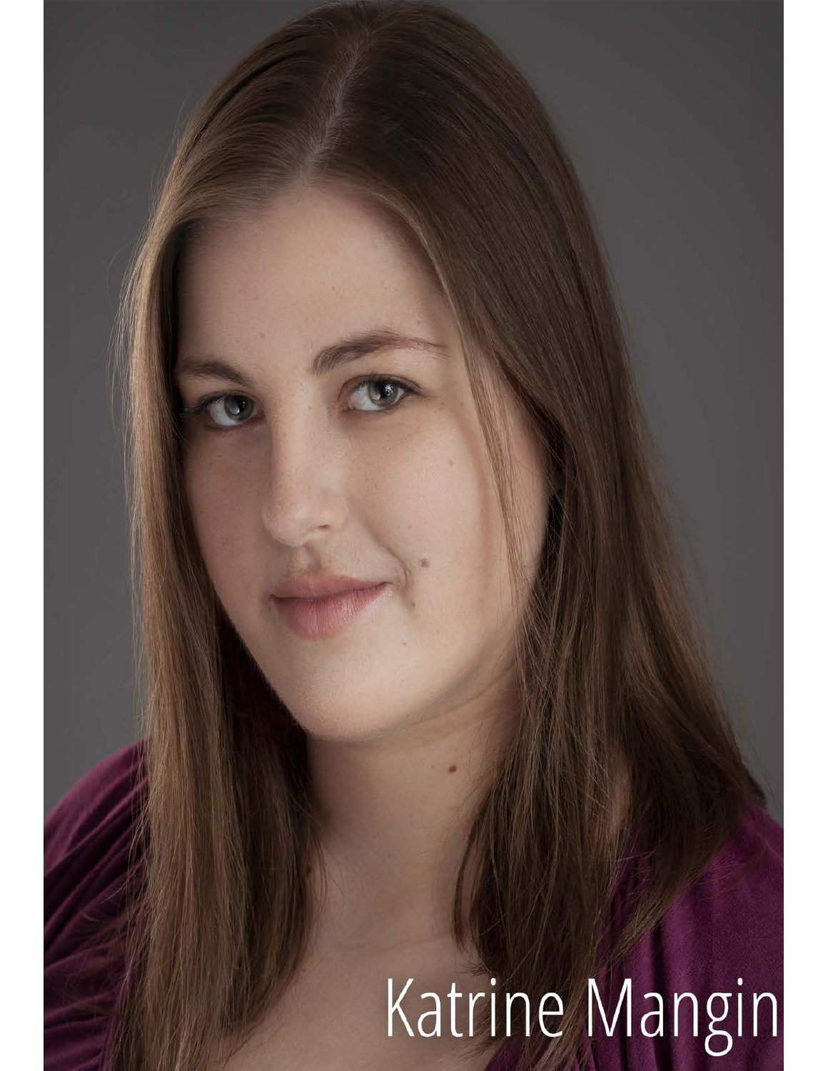Katrine Mangin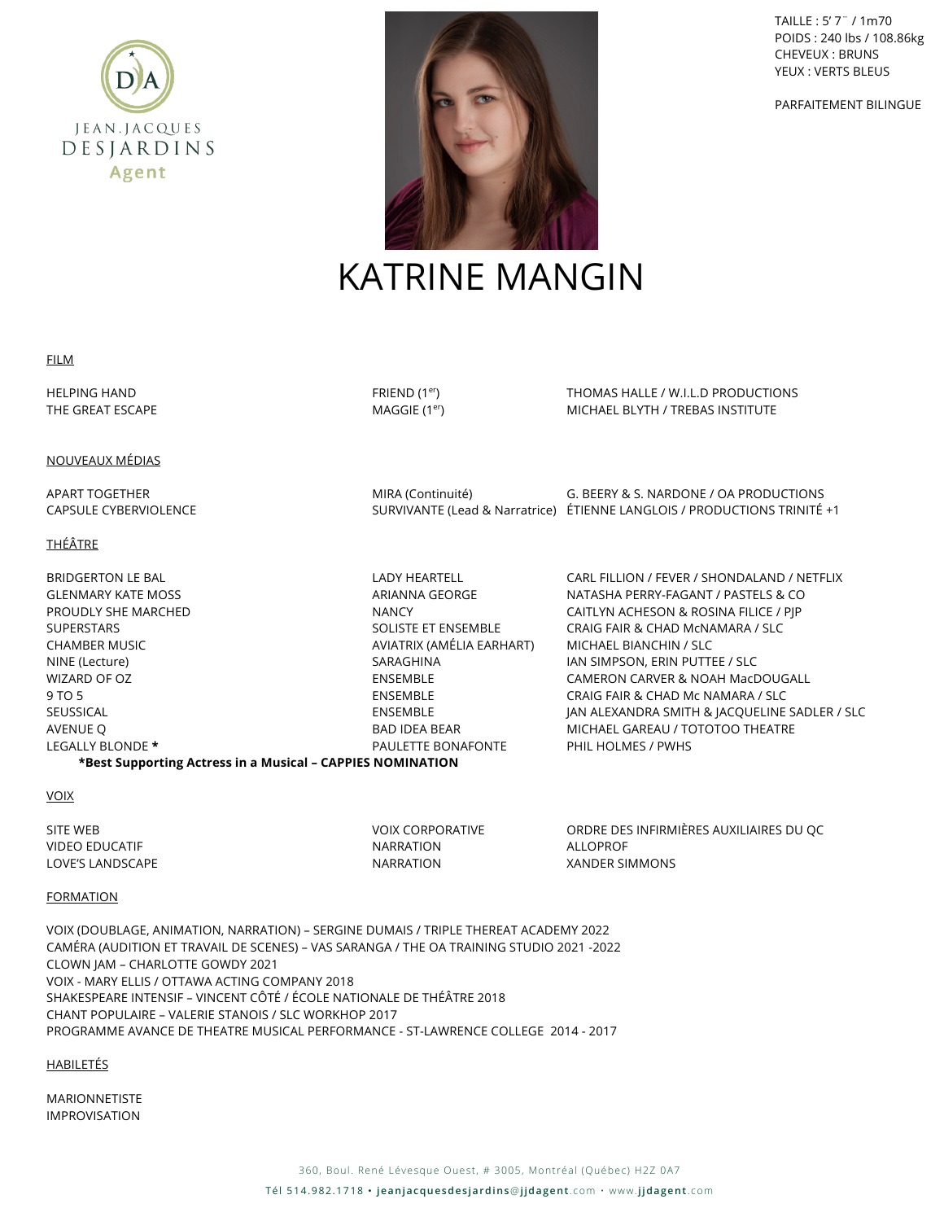JEAN.JACQUES DESJARDINS Agent

TAILLE : 5' 7¨ / 1m70
POIDS : 240 lbs / 108.86kg
CHEVEUX : BRUNS
YEUX : VERTS BLEUS

PARFAITEMENT BILINGUE

# KATRINE MANGIN

## FILM

| | | |
|---|---|---|
| HELPING HAND | FRIEND (1er) | THOMAS HALLE / W.I.L.D PRODUCTIONS |
| THE GREAT ESCAPE | MAGGIE (1er) | MICHAEL BLYTH / TREBAS INSTITUTE |

## NOUVEAUX MÉDIAS

| | | |
|---|---|---|
| APART TOGETHER | MIRA (Continuité) | G. BEERY & S. NARDONE / OA PRODUCTIONS |
| CAPSULE CYBERVIOLENCE | SURVIVANTE (Lead & Narratrice) | ÉTIENNE LANGLOIS / PRODUCTIONS TRINITÉ +1 |

## THÉÂTRE

| | | |
|---|---|---|
| BRIDGERTON LE BAL | LADY HEARTELL | CARL FILLION / FEVER / SHONDALAND / NETFLIX |
| GLENMARY KATE MOSS | ARIANNA GEORGE | NATASHA PERRY-FAGANT / PASTELS & CO |
| PROUDLY SHE MARCHED | NANCY | CAITLYN ACHESON & ROSINA FILICE / PJP |
| SUPERSTARS | SOLISTE ET ENSEMBLE | CRAIG FAIR & CHAD McNAMARA / SLC |
| CHAMBER MUSIC | AVIATRIX (AMÉLIA EARHART) | MICHAEL BIANCHIN / SLC |
| NINE (Lecture) | SARAGHINA | IAN SIMPSON, ERIN PUTTEE / SLC |
| WIZARD OF OZ | ENSEMBLE | CAMERON CARVER & NOAH MacDOUGALL |
| 9 TO 5 | ENSEMBLE | CRAIG FAIR & CHAD Mc NAMARA / SLC |
| SEUSSICAL | ENSEMBLE | JAN ALEXANDRA SMITH & JACQUELINE SADLER / SLC |
| AVENUE Q | BAD IDEA BEAR | MICHAEL GAREAU / TOTOTOO THEATRE |
| LEGALLY BLONDE * | PAULETTE BONAFONTE | PHIL HOLMES / PWHS |

**\*Best Supporting Actress in a Musical – CAPPIES NOMINATION**

## VOIX

| | | |
|---|---|---|
| SITE WEB | VOIX CORPORATIVE | ORDRE DES INFIRMIÈRES AUXILIAIRES DU QC |
| VIDEO EDUCATIF | NARRATION | ALLOPROF |
| LOVE'S LANDSCAPE | NARRATION | XANDER SIMMONS |

## FORMATION

VOIX (DOUBLAGE, ANIMATION, NARRATION) – SERGINE DUMAIS / TRIPLE THEREAT ACADEMY 2022
CAMÉRA (AUDITION ET TRAVAIL DE SCENES) – VAS SARANGA / THE OA TRAINING STUDIO 2021 -2022
CLOWN JAM – CHARLOTTE GOWDY 2021
VOIX - MARY ELLIS / OTTAWA ACTING COMPANY 2018
SHAKESPEARE INTENSIF – VINCENT CÔTÉ / ÉCOLE NATIONALE DE THÉÂTRE 2018
CHANT POPULAIRE – VALERIE STANOIS / SLC WORKHOP 2017
PROGRAMME AVANCE DE THEATRE MUSICAL PERFORMANCE - ST-LAWRENCE COLLEGE 2014 - 2017

## HABILETÉS

MARIONNETISTE
IMPROVISATION

360, Boul. René Lévesque Ouest, # 3005, Montréal (Québec) H2Z 0A7
Tél 514.982.1718 • jeanjacquesdesjardins@jjdagent.com • www.jjdagent.com